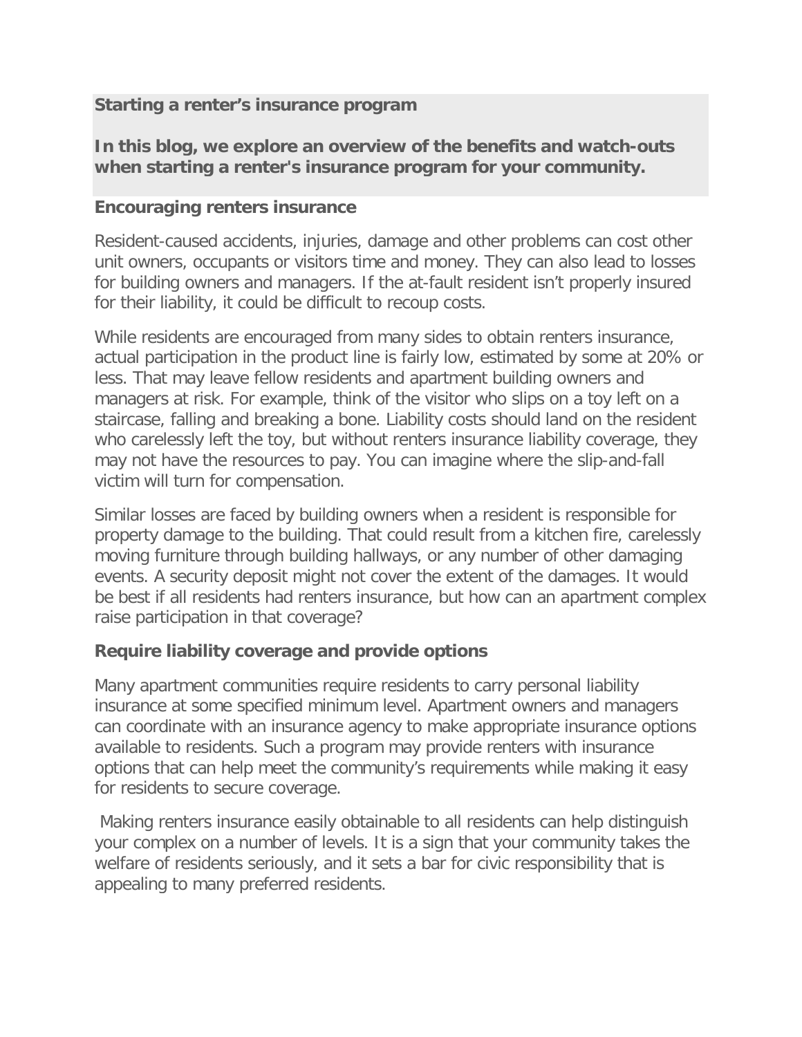**Starting a renter's insurance program**

**In this blog, we explore an overview of the benefits and watch-outs when starting a renter's insurance program for your community.**

## Encouraging renters insurance

Resident-caused accidents, injuries, damage and other problems can cost other unit owners, occupants or visitors time and money. They can also lead to losses for building owners and managers. If the at-fault resident isn't properly insured for their liability, it could be difficult to recoup costs.

While residents are encouraged from many sides to obtain renters insurance, actual participation in the product line is fairly low, estimated by some at 20% or less. That may leave fellow residents and apartment building owners and managers at risk. For example, think of the visitor who slips on a toy left on a staircase, falling and breaking a bone. Liability costs should land on the resident who carelessly left the toy, but without renters insurance liability coverage, they may not have the resources to pay. You can imagine where the slip-and-fall victim will turn for compensation.

Similar losses are faced by building owners when a resident is responsible for property damage to the building. That could result from a kitchen fire, carelessly moving furniture through building hallways, or any number of other damaging events. A security deposit might not cover the extent of the damages. It would be best if all residents had renters insurance, but how can an apartment complex raise participation in that coverage?

## Require liability coverage and provide options

Many apartment communities require residents to carry personal liability insurance at some specified minimum level. Apartment owners and managers can coordinate with an insurance agency to make appropriate insurance options available to residents. Such a program may provide renters with insurance options that can help meet the community's requirements while making it easy for residents to secure coverage.

Making renters insurance easily obtainable to all residents can help distinguish your complex on a number of levels. It is a sign that your community takes the welfare of residents seriously, and it sets a bar for civic responsibility that is appealing to many preferred residents.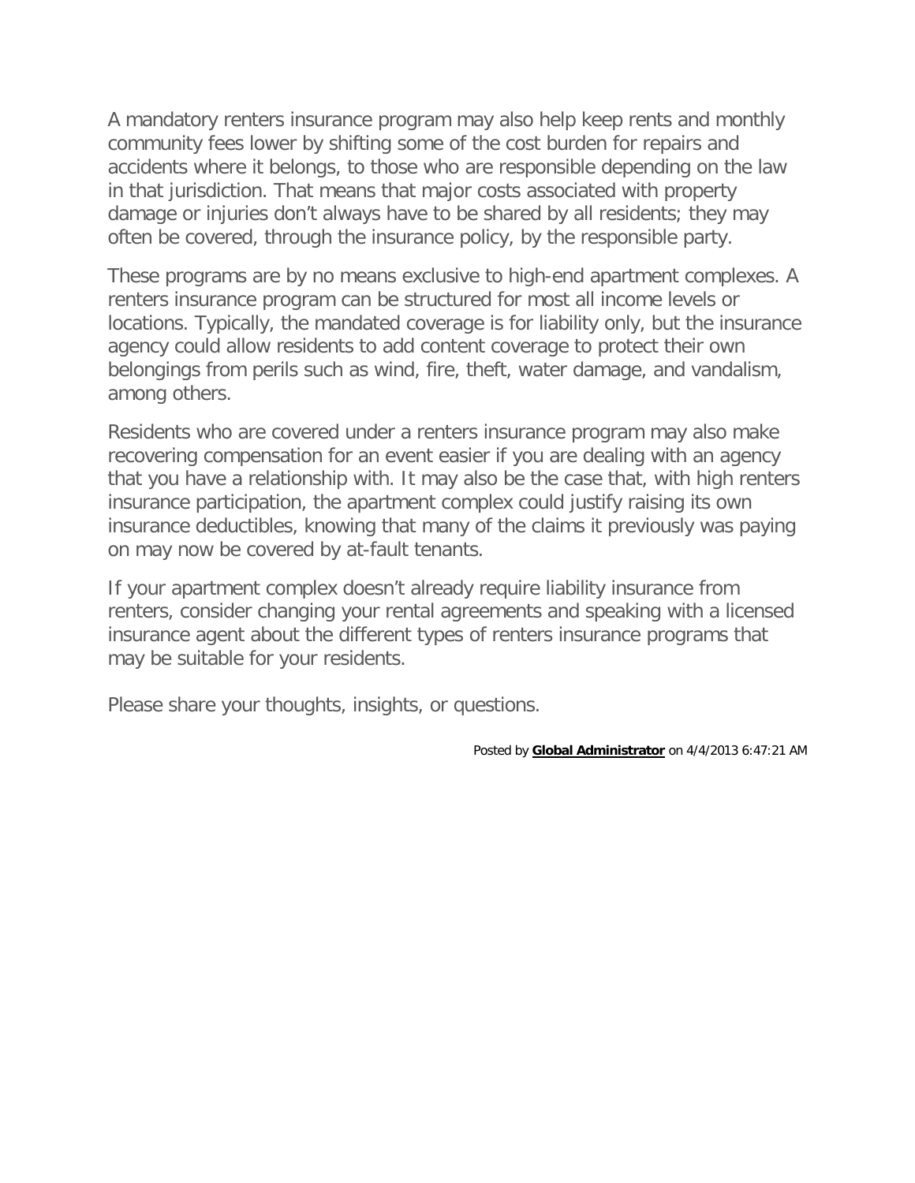A mandatory renters insurance program may also help keep rents and monthly community fees lower by shifting some of the cost burden for repairs and accidents where it belongs, to those who are responsible depending on the law in that jurisdiction. That means that major costs associated with property damage or injuries don't always have to be shared by all residents; they may often be covered, through the insurance policy, by the responsible party.

These programs are by no means exclusive to high-end apartment complexes. A renters insurance program can be structured for most all income levels or locations. Typically, the mandated coverage is for liability only, but the insurance agency could allow residents to add content coverage to protect their own belongings from perils such as wind, fire, theft, water damage, and vandalism, among others.

Residents who are covered under a renters insurance program may also make recovering compensation for an event easier if you are dealing with an agency that you have a relationship with. It may also be the case that, with high renters insurance participation, the apartment complex could justify raising its own insurance deductibles, knowing that many of the claims it previously was paying on may now be covered by at-fault tenants.

If your apartment complex doesn't already require liability insurance from renters, consider changing your rental agreements and speaking with a licensed insurance agent about the different types of renters insurance programs that may be suitable for your residents.

Please share your thoughts, insights, or questions.

Posted by **Global Administrator** on 4/4/2013 6:47:21 AM